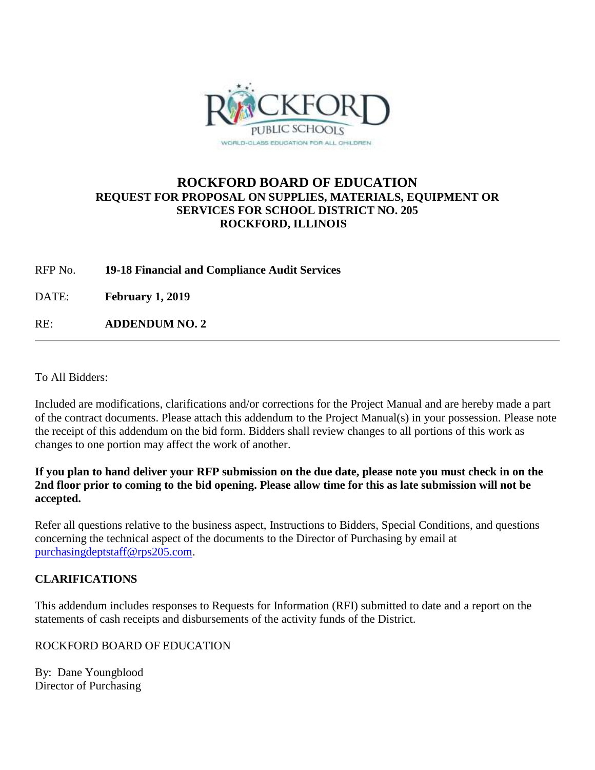# ROCKFORD BOARD OF EDUCATION

**REQUEST FOR PROPOSAL ON SUPPLIES, MATERIALS, EQUIPMENT OR SERVICES FOR SCHOOL DISTRICT NO. 205**
**ROCKFORD, ILLINOIS**

RFP No. **19-18 Financial and Compliance Audit Services**

DATE: **February 1, 2019**

RE: **ADDENDUM NO. 2**

---

To All Bidders:

Included are modifications, clarifications and/or corrections for the Project Manual and are hereby made a part of the contract documents. Please attach this addendum to the Project Manual(s) in your possession. Please note the receipt of this addendum on the bid form. Bidders shall review changes to all portions of this work as changes to one portion may affect the work of another.

**If you plan to hand deliver your RFP submission on the due date, please note you must check in on the 2nd floor prior to coming to the bid opening. Please allow time for this as late submission will not be accepted.**

Refer all questions relative to the business aspect, Instructions to Bidders, Special Conditions, and questions concerning the technical aspect of the documents to the Director of Purchasing by email at purchasingdeptstaff@rps205.com.

## CLARIFICATIONS

This addendum includes responses to Requests for Information (RFI) submitted to date and a report on the statements of cash receipts and disbursements of the activity funds of the District.

ROCKFORD BOARD OF EDUCATION

By: Dane Youngblood
Director of Purchasing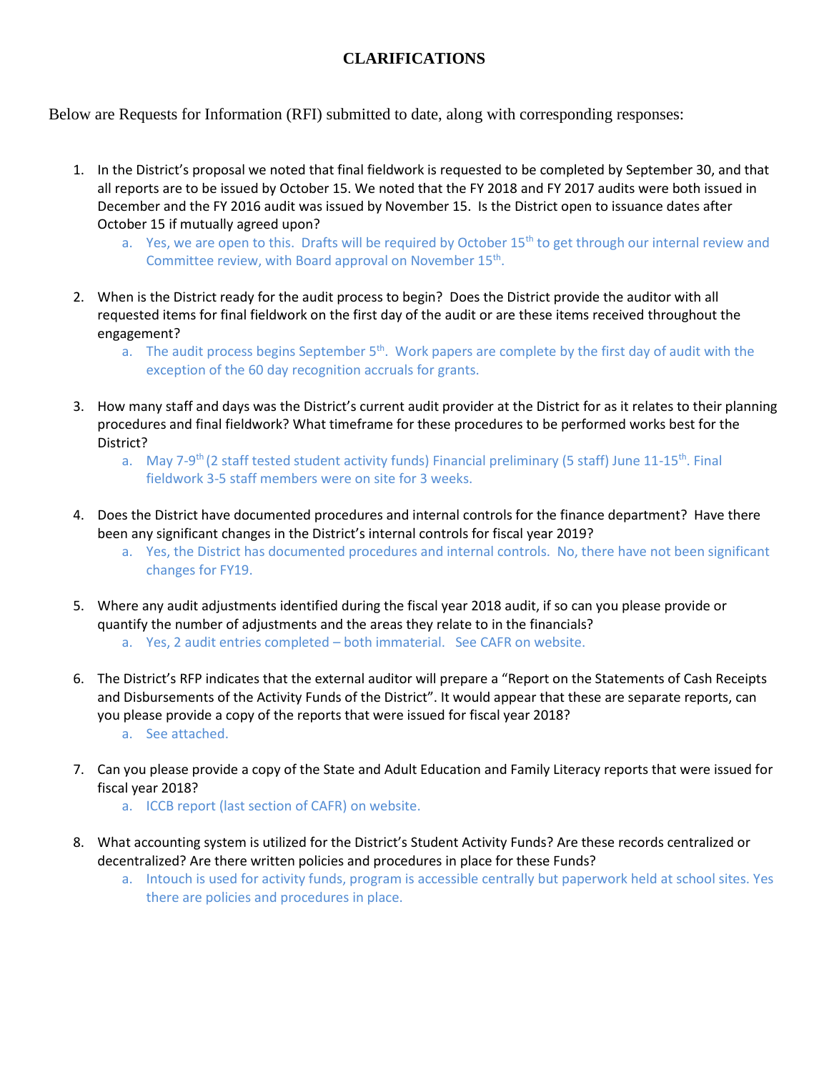# CLARIFICATIONS

Below are Requests for Information (RFI) submitted to date, along with corresponding responses:

1. In the District's proposal we noted that final fieldwork is requested to be completed by September 30, and that all reports are to be issued by October 15. We noted that the FY 2018 and FY 2017 audits were both issued in December and the FY 2016 audit was issued by November 15. Is the District open to issuance dates after October 15 if mutually agreed upon?
   a. Yes, we are open to this. Drafts will be required by October 15th to get through our internal review and Committee review, with Board approval on November 15th.

2. When is the District ready for the audit process to begin? Does the District provide the auditor with all requested items for final fieldwork on the first day of the audit or are these items received throughout the engagement?
   a. The audit process begins September 5th. Work papers are complete by the first day of audit with the exception of the 60 day recognition accruals for grants.

3. How many staff and days was the District's current audit provider at the District for as it relates to their planning procedures and final fieldwork? What timeframe for these procedures to be performed works best for the District?
   a. May 7-9th (2 staff tested student activity funds) Financial preliminary (5 staff) June 11-15th. Final fieldwork 3-5 staff members were on site for 3 weeks.

4. Does the District have documented procedures and internal controls for the finance department? Have there been any significant changes in the District's internal controls for fiscal year 2019?
   a. Yes, the District has documented procedures and internal controls. No, there have not been significant changes for FY19.

5. Where any audit adjustments identified during the fiscal year 2018 audit, if so can you please provide or quantify the number of adjustments and the areas they relate to in the financials?
   a. Yes, 2 audit entries completed – both immaterial. See CAFR on website.

6. The District's RFP indicates that the external auditor will prepare a "Report on the Statements of Cash Receipts and Disbursements of the Activity Funds of the District". It would appear that these are separate reports, can you please provide a copy of the reports that were issued for fiscal year 2018?
   a. See attached.

7. Can you please provide a copy of the State and Adult Education and Family Literacy reports that were issued for fiscal year 2018?
   a. ICCB report (last section of CAFR) on website.

8. What accounting system is utilized for the District's Student Activity Funds? Are these records centralized or decentralized? Are there written policies and procedures in place for these Funds?
   a. Intouch is used for activity funds, program is accessible centrally but paperwork held at school sites. Yes there are policies and procedures in place.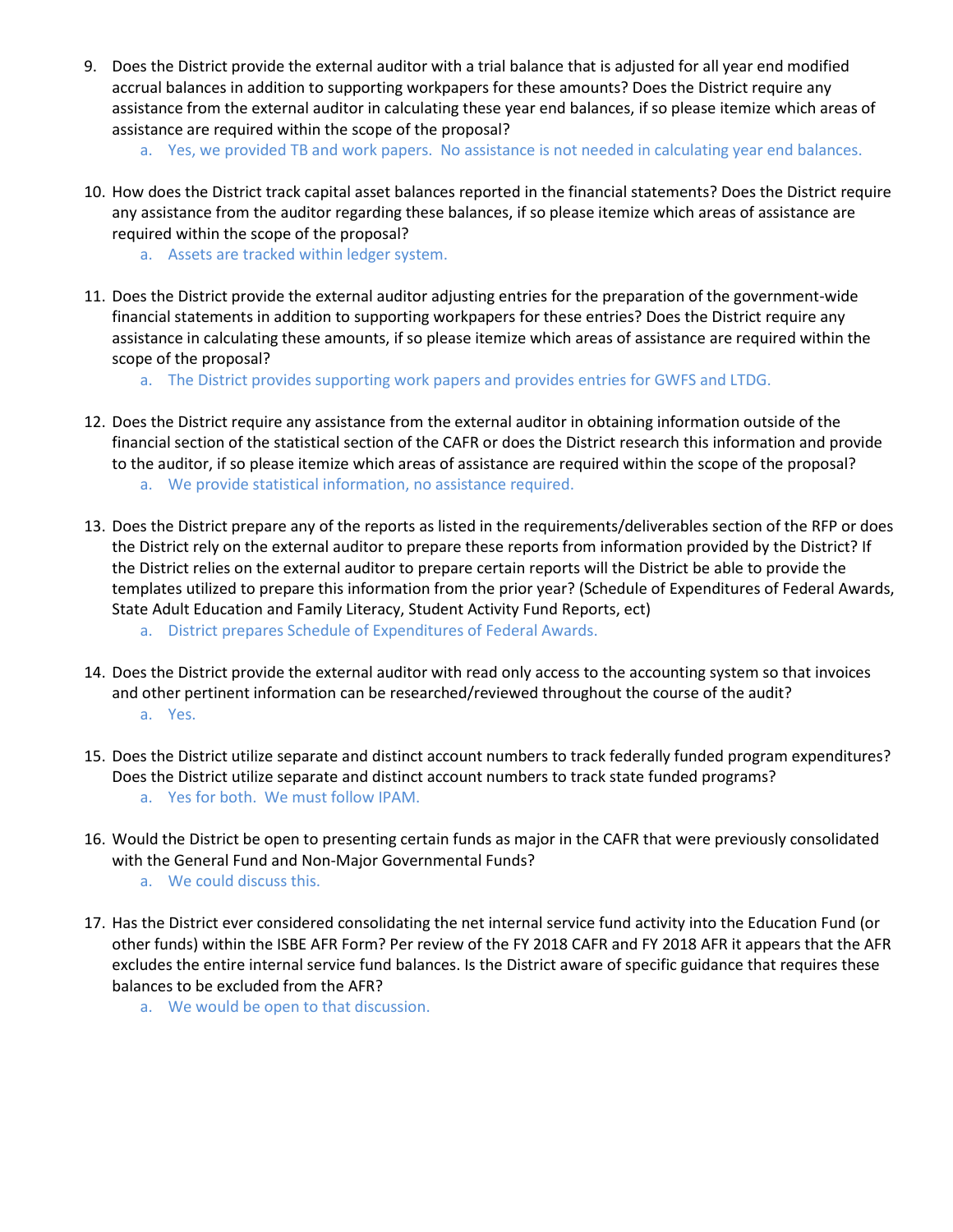9. Does the District provide the external auditor with a trial balance that is adjusted for all year end modified accrual balances in addition to supporting workpapers for these amounts? Does the District require any assistance from the external auditor in calculating these year end balances, if so please itemize which areas of assistance are required within the scope of the proposal?
    a. Yes, we provided TB and work papers. No assistance is not needed in calculating year end balances.

10. How does the District track capital asset balances reported in the financial statements? Does the District require any assistance from the auditor regarding these balances, if so please itemize which areas of assistance are required within the scope of the proposal?
    a. Assets are tracked within ledger system.

11. Does the District provide the external auditor adjusting entries for the preparation of the government-wide financial statements in addition to supporting workpapers for these entries? Does the District require any assistance in calculating these amounts, if so please itemize which areas of assistance are required within the scope of the proposal?
    a. The District provides supporting work papers and provides entries for GWFS and LTDG.

12. Does the District require any assistance from the external auditor in obtaining information outside of the financial section of the statistical section of the CAFR or does the District research this information and provide to the auditor, if so please itemize which areas of assistance are required within the scope of the proposal?
    a. We provide statistical information, no assistance required.

13. Does the District prepare any of the reports as listed in the requirements/deliverables section of the RFP or does the District rely on the external auditor to prepare these reports from information provided by the District? If the District relies on the external auditor to prepare certain reports will the District be able to provide the templates utilized to prepare this information from the prior year? (Schedule of Expenditures of Federal Awards, State Adult Education and Family Literacy, Student Activity Fund Reports, ect)
    a. District prepares Schedule of Expenditures of Federal Awards.

14. Does the District provide the external auditor with read only access to the accounting system so that invoices and other pertinent information can be researched/reviewed throughout the course of the audit?
    a. Yes.

15. Does the District utilize separate and distinct account numbers to track federally funded program expenditures? Does the District utilize separate and distinct account numbers to track state funded programs?
    a. Yes for both. We must follow IPAM.

16. Would the District be open to presenting certain funds as major in the CAFR that were previously consolidated with the General Fund and Non-Major Governmental Funds?
    a. We could discuss this.

17. Has the District ever considered consolidating the net internal service fund activity into the Education Fund (or other funds) within the ISBE AFR Form? Per review of the FY 2018 CAFR and FY 2018 AFR it appears that the AFR excludes the entire internal service fund balances. Is the District aware of specific guidance that requires these balances to be excluded from the AFR?
    a. We would be open to that discussion.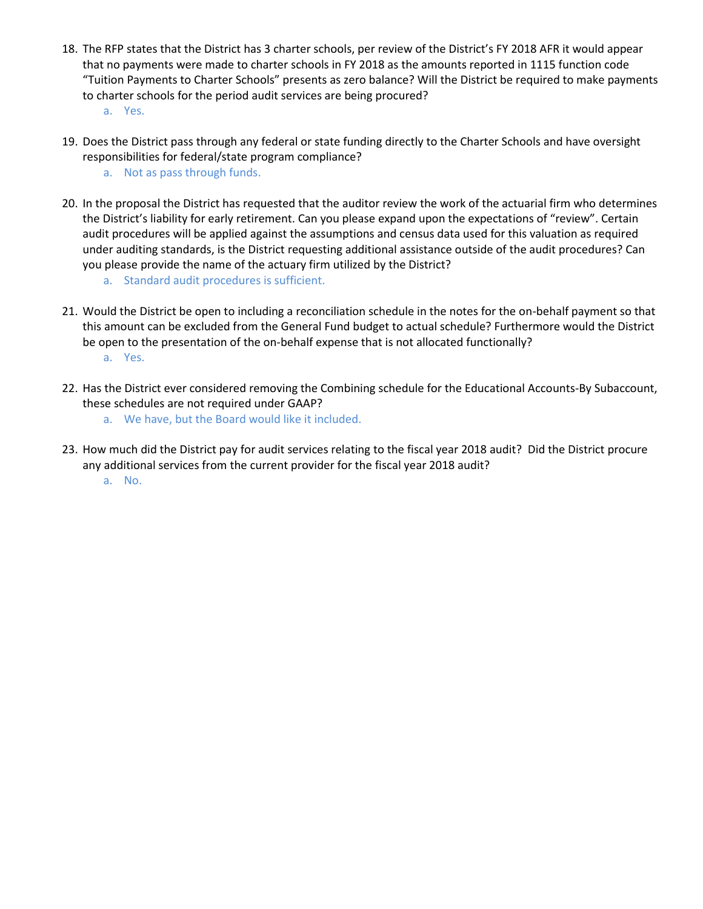18. The RFP states that the District has 3 charter schools, per review of the District's FY 2018 AFR it would appear that no payments were made to charter schools in FY 2018 as the amounts reported in 1115 function code "Tuition Payments to Charter Schools" presents as zero balance? Will the District be required to make payments to charter schools for the period audit services are being procured?
    a. Yes.

19. Does the District pass through any federal or state funding directly to the Charter Schools and have oversight responsibilities for federal/state program compliance?
    a. Not as pass through funds.

20. In the proposal the District has requested that the auditor review the work of the actuarial firm who determines the District's liability for early retirement. Can you please expand upon the expectations of "review". Certain audit procedures will be applied against the assumptions and census data used for this valuation as required under auditing standards, is the District requesting additional assistance outside of the audit procedures? Can you please provide the name of the actuary firm utilized by the District?
    a. Standard audit procedures is sufficient.

21. Would the District be open to including a reconciliation schedule in the notes for the on-behalf payment so that this amount can be excluded from the General Fund budget to actual schedule? Furthermore would the District be open to the presentation of the on-behalf expense that is not allocated functionally?
    a. Yes.

22. Has the District ever considered removing the Combining schedule for the Educational Accounts-By Subaccount, these schedules are not required under GAAP?
    a. We have, but the Board would like it included.

23. How much did the District pay for audit services relating to the fiscal year 2018 audit? Did the District procure any additional services from the current provider for the fiscal year 2018 audit?
    a. No.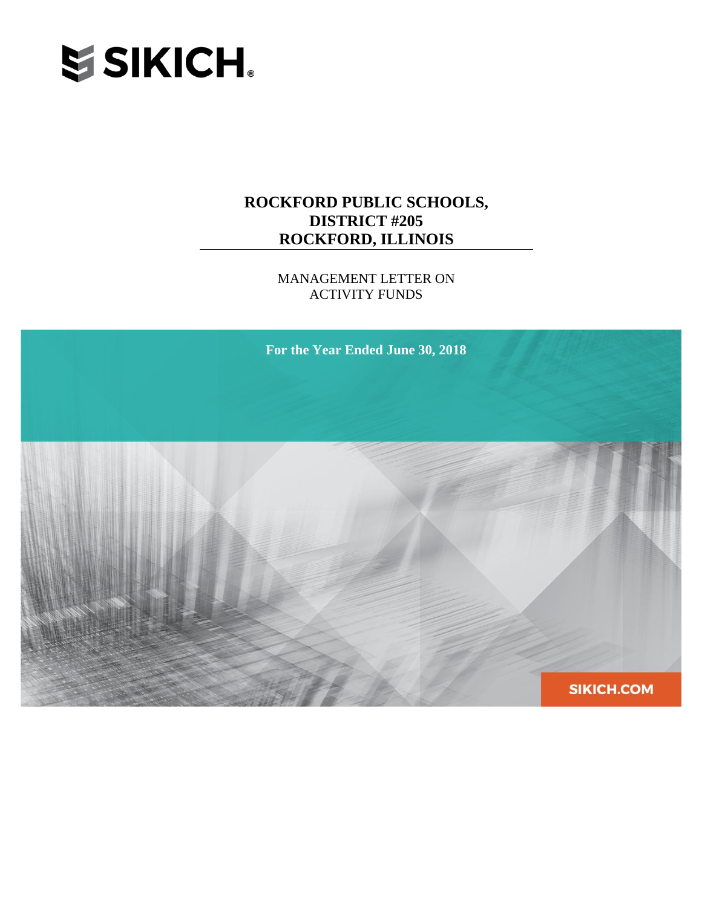SIKICH.

# ROCKFORD PUBLIC SCHOOLS, DISTRICT #205 ROCKFORD, ILLINOIS

MANAGEMENT LETTER ON ACTIVITY FUNDS

**For the Year Ended June 30, 2018**

SIKICH.COM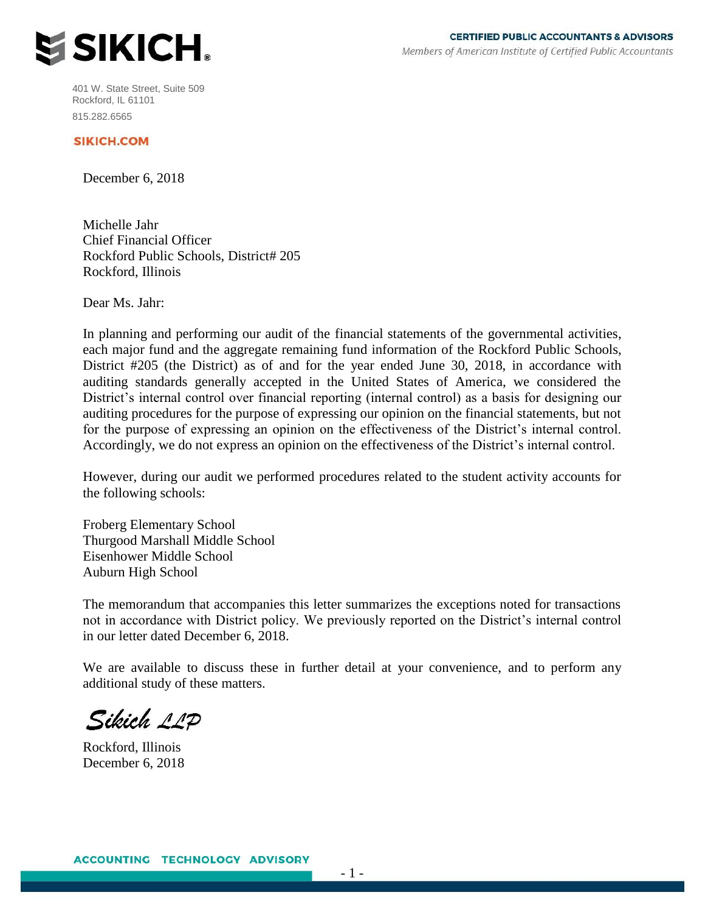SIKICH.

CERTIFIED PUBLIC ACCOUNTANTS & ADVISORS
*Members of American Institute of Certified Public Accountants*

401 W. State Street, Suite 509
Rockford, IL 61101
815.282.6565

SIKICH.COM

December 6, 2018

Michelle Jahr
Chief Financial Officer
Rockford Public Schools, District# 205
Rockford, Illinois

Dear Ms. Jahr:

In planning and performing our audit of the financial statements of the governmental activities, each major fund and the aggregate remaining fund information of the Rockford Public Schools, District #205 (the District) as of and for the year ended June 30, 2018, in accordance with auditing standards generally accepted in the United States of America, we considered the District's internal control over financial reporting (internal control) as a basis for designing our auditing procedures for the purpose of expressing our opinion on the financial statements, but not for the purpose of expressing an opinion on the effectiveness of the District's internal control. Accordingly, we do not express an opinion on the effectiveness of the District's internal control.

However, during our audit we performed procedures related to the student activity accounts for the following schools:

Froberg Elementary School
Thurgood Marshall Middle School
Eisenhower Middle School
Auburn High School

The memorandum that accompanies this letter summarizes the exceptions noted for transactions not in accordance with District policy. We previously reported on the District's internal control in our letter dated December 6, 2018.

We are available to discuss these in further detail at your convenience, and to perform any additional study of these matters.

*Sikich LLP*

Rockford, Illinois
December 6, 2018

ACCOUNTING TECHNOLOGY ADVISORY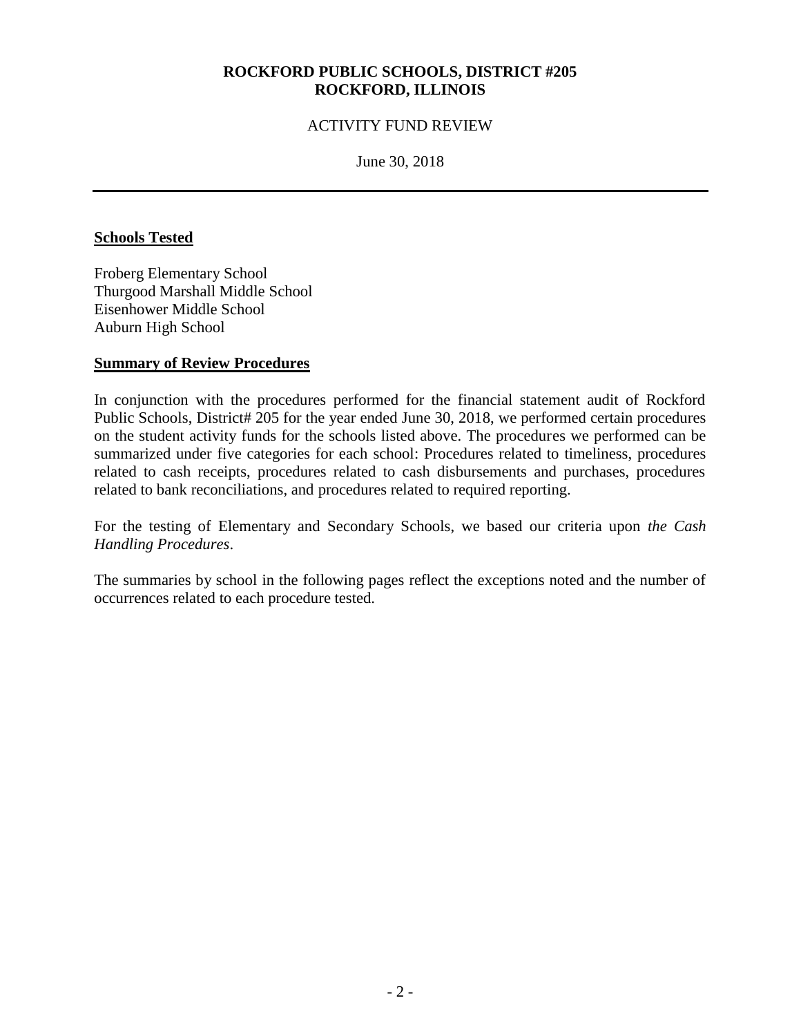**ROCKFORD PUBLIC SCHOOLS, DISTRICT #205**
**ROCKFORD, ILLINOIS**

ACTIVITY FUND REVIEW

June 30, 2018

---

## Schools Tested

Froberg Elementary School
Thurgood Marshall Middle School
Eisenhower Middle School
Auburn High School

## Summary of Review Procedures

In conjunction with the procedures performed for the financial statement audit of Rockford Public Schools, District# 205 for the year ended June 30, 2018, we performed certain procedures on the student activity funds for the schools listed above. The procedures we performed can be summarized under five categories for each school: Procedures related to timeliness, procedures related to cash receipts, procedures related to cash disbursements and purchases, procedures related to bank reconciliations, and procedures related to required reporting.

For the testing of Elementary and Secondary Schools, we based our criteria upon *the Cash Handling Procedures*.

The summaries by school in the following pages reflect the exceptions noted and the number of occurrences related to each procedure tested.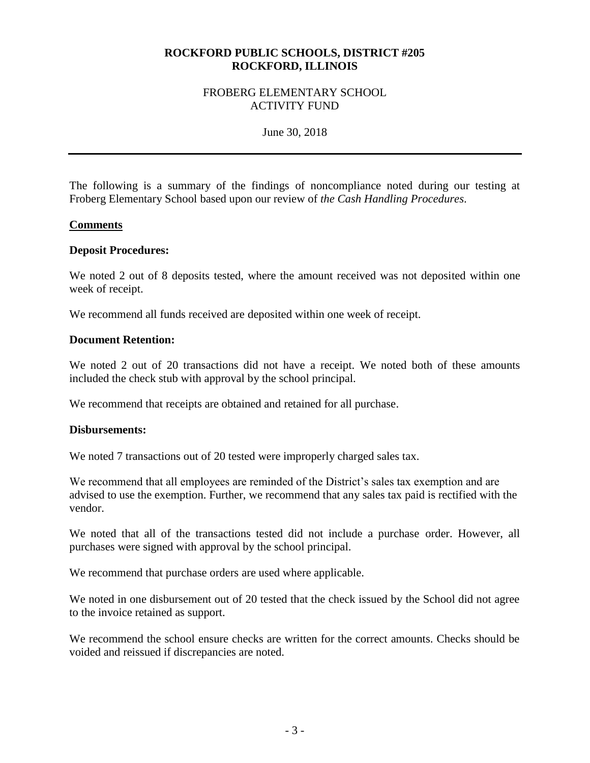**ROCKFORD PUBLIC SCHOOLS, DISTRICT #205**
**ROCKFORD, ILLINOIS**

FROBERG ELEMENTARY SCHOOL
ACTIVITY FUND

June 30, 2018

---

The following is a summary of the findings of noncompliance noted during our testing at Froberg Elementary School based upon our review of *the Cash Handling Procedures*.

**Comments**

**Deposit Procedures:**

We noted 2 out of 8 deposits tested, where the amount received was not deposited within one week of receipt.

We recommend all funds received are deposited within one week of receipt.

**Document Retention:**

We noted 2 out of 20 transactions did not have a receipt. We noted both of these amounts included the check stub with approval by the school principal.

We recommend that receipts are obtained and retained for all purchase.

**Disbursements:**

We noted 7 transactions out of 20 tested were improperly charged sales tax.

We recommend that all employees are reminded of the District's sales tax exemption and are advised to use the exemption. Further, we recommend that any sales tax paid is rectified with the vendor.

We noted that all of the transactions tested did not include a purchase order. However, all purchases were signed with approval by the school principal.

We recommend that purchase orders are used where applicable.

We noted in one disbursement out of 20 tested that the check issued by the School did not agree to the invoice retained as support.

We recommend the school ensure checks are written for the correct amounts. Checks should be voided and reissued if discrepancies are noted.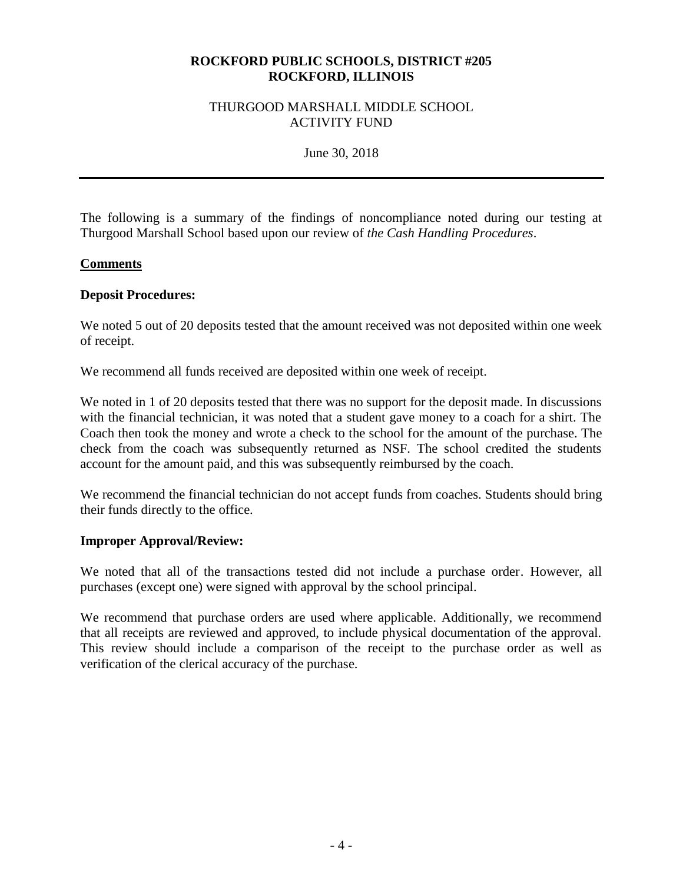**ROCKFORD PUBLIC SCHOOLS, DISTRICT #205**
**ROCKFORD, ILLINOIS**

THURGOOD MARSHALL MIDDLE SCHOOL
ACTIVITY FUND

June 30, 2018

---

The following is a summary of the findings of noncompliance noted during our testing at Thurgood Marshall School based upon our review of *the Cash Handling Procedures*.

## Comments

### Deposit Procedures:

We noted 5 out of 20 deposits tested that the amount received was not deposited within one week of receipt.

We recommend all funds received are deposited within one week of receipt.

We noted in 1 of 20 deposits tested that there was no support for the deposit made. In discussions with the financial technician, it was noted that a student gave money to a coach for a shirt. The Coach then took the money and wrote a check to the school for the amount of the purchase. The check from the coach was subsequently returned as NSF. The school credited the students account for the amount paid, and this was subsequently reimbursed by the coach.

We recommend the financial technician do not accept funds from coaches. Students should bring their funds directly to the office.

### Improper Approval/Review:

We noted that all of the transactions tested did not include a purchase order. However, all purchases (except one) were signed with approval by the school principal.

We recommend that purchase orders are used where applicable. Additionally, we recommend that all receipts are reviewed and approved, to include physical documentation of the approval. This review should include a comparison of the receipt to the purchase order as well as verification of the clerical accuracy of the purchase.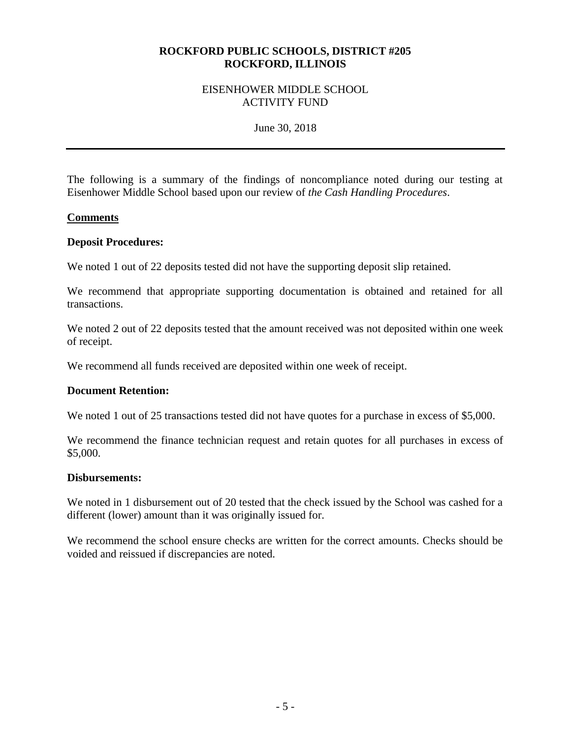**ROCKFORD PUBLIC SCHOOLS, DISTRICT #205**
**ROCKFORD, ILLINOIS**

EISENHOWER MIDDLE SCHOOL
ACTIVITY FUND

June 30, 2018

---

The following is a summary of the findings of noncompliance noted during our testing at Eisenhower Middle School based upon our review of *the Cash Handling Procedures*.

**Comments**

**Deposit Procedures:**

We noted 1 out of 22 deposits tested did not have the supporting deposit slip retained.

We recommend that appropriate supporting documentation is obtained and retained for all transactions.

We noted 2 out of 22 deposits tested that the amount received was not deposited within one week of receipt.

We recommend all funds received are deposited within one week of receipt.

**Document Retention:**

We noted 1 out of 25 transactions tested did not have quotes for a purchase in excess of $5,000.

We recommend the finance technician request and retain quotes for all purchases in excess of $5,000.

**Disbursements:**

We noted in 1 disbursement out of 20 tested that the check issued by the School was cashed for a different (lower) amount than it was originally issued for.

We recommend the school ensure checks are written for the correct amounts. Checks should be voided and reissued if discrepancies are noted.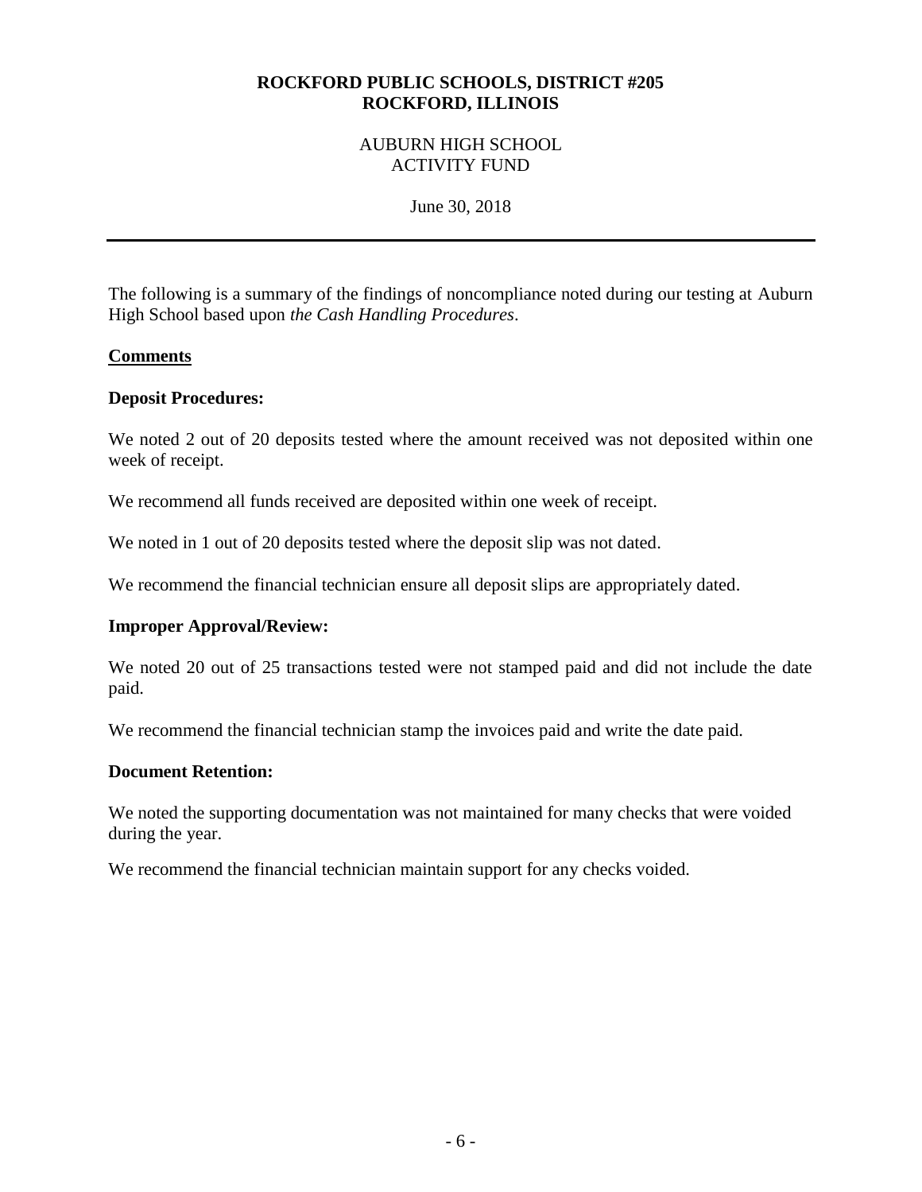**ROCKFORD PUBLIC SCHOOLS, DISTRICT #205**
**ROCKFORD, ILLINOIS**

AUBURN HIGH SCHOOL
ACTIVITY FUND

June 30, 2018

---

The following is a summary of the findings of noncompliance noted during our testing at Auburn High School based upon *the Cash Handling Procedures*.

**Comments**

**Deposit Procedures:**

We noted 2 out of 20 deposits tested where the amount received was not deposited within one week of receipt.

We recommend all funds received are deposited within one week of receipt.

We noted in 1 out of 20 deposits tested where the deposit slip was not dated.

We recommend the financial technician ensure all deposit slips are appropriately dated.

**Improper Approval/Review:**

We noted 20 out of 25 transactions tested were not stamped paid and did not include the date paid.

We recommend the financial technician stamp the invoices paid and write the date paid.

**Document Retention:**

We noted the supporting documentation was not maintained for many checks that were voided during the year.

We recommend the financial technician maintain support for any checks voided.